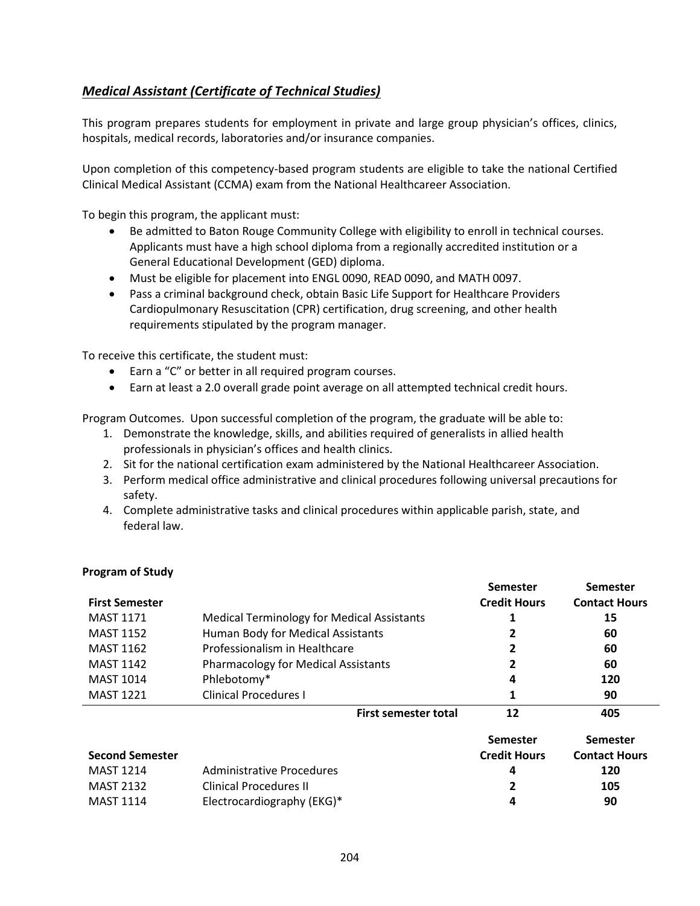## ***Medical Assistant (Certificate of Technical Studies)***

This program prepares students for employment in private and large group physician's offices, clinics, hospitals, medical records, laboratories and/or insurance companies.

Upon completion of this competency-based program students are eligible to take the national Certified Clinical Medical Assistant (CCMA) exam from the National Healthcareer Association.

To begin this program, the applicant must:

- Be admitted to Baton Rouge Community College with eligibility to enroll in technical courses. Applicants must have a high school diploma from a regionally accredited institution or a General Educational Development (GED) diploma.
- Must be eligible for placement into ENGL 0090, READ 0090, and MATH 0097.
- Pass a criminal background check, obtain Basic Life Support for Healthcare Providers Cardiopulmonary Resuscitation (CPR) certification, drug screening, and other health requirements stipulated by the program manager.

To receive this certificate, the student must:

- Earn a "C" or better in all required program courses.
- Earn at least a 2.0 overall grade point average on all attempted technical credit hours.

Program Outcomes. Upon successful completion of the program, the graduate will be able to:

1. Demonstrate the knowledge, skills, and abilities required of generalists in allied health professionals in physician's offices and health clinics.
2. Sit for the national certification exam administered by the National Healthcareer Association.
3. Perform medical office administrative and clinical procedures following universal precautions for safety.
4. Complete administrative tasks and clinical procedures within applicable parish, state, and federal law.

**Program of Study**

| **First Semester** | | **Semester Credit Hours** | **Semester Contact Hours** |
|---|---|---|---|
| MAST 1171 | Medical Terminology for Medical Assistants | **1** | **15** |
| MAST 1152 | Human Body for Medical Assistants | **2** | **60** |
| MAST 1162 | Professionalism in Healthcare | **2** | **60** |
| MAST 1142 | Pharmacology for Medical Assistants | **2** | **60** |
| MAST 1014 | Phlebotomy* | **4** | **120** |
| MAST 1221 | Clinical Procedures I | **1** | **90** |
| | **First semester total** | **12** | **405** |

| **Second Semester** | | **Semester Credit Hours** | **Semester Contact Hours** |
|---|---|---|---|
| MAST 1214 | Administrative Procedures | **4** | **120** |
| MAST 2132 | Clinical Procedures II | **2** | **105** |
| MAST 1114 | Electrocardiography (EKG)* | **4** | **90** |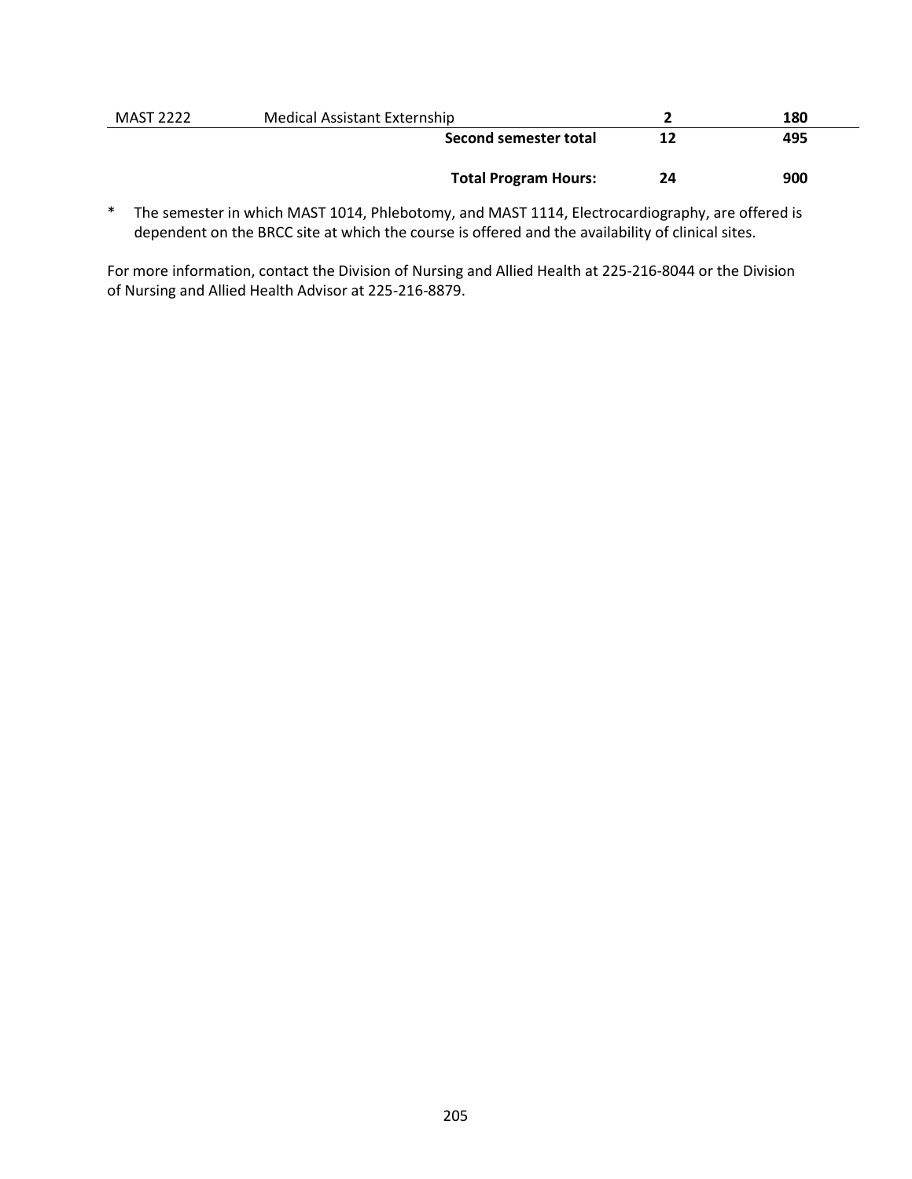| | | | |
|---|---|---|---|
| MAST 2222 | Medical Assistant Externship | **2** | **180** |
| | **Second semester total** | **12** | **495** |
| | **Total Program Hours:** | **24** | **900** |

\* The semester in which MAST 1014, Phlebotomy, and MAST 1114, Electrocardiography, are offered is dependent on the BRCC site at which the course is offered and the availability of clinical sites.

For more information, contact the Division of Nursing and Allied Health at 225-216-8044 or the Division of Nursing and Allied Health Advisor at 225-216-8879.